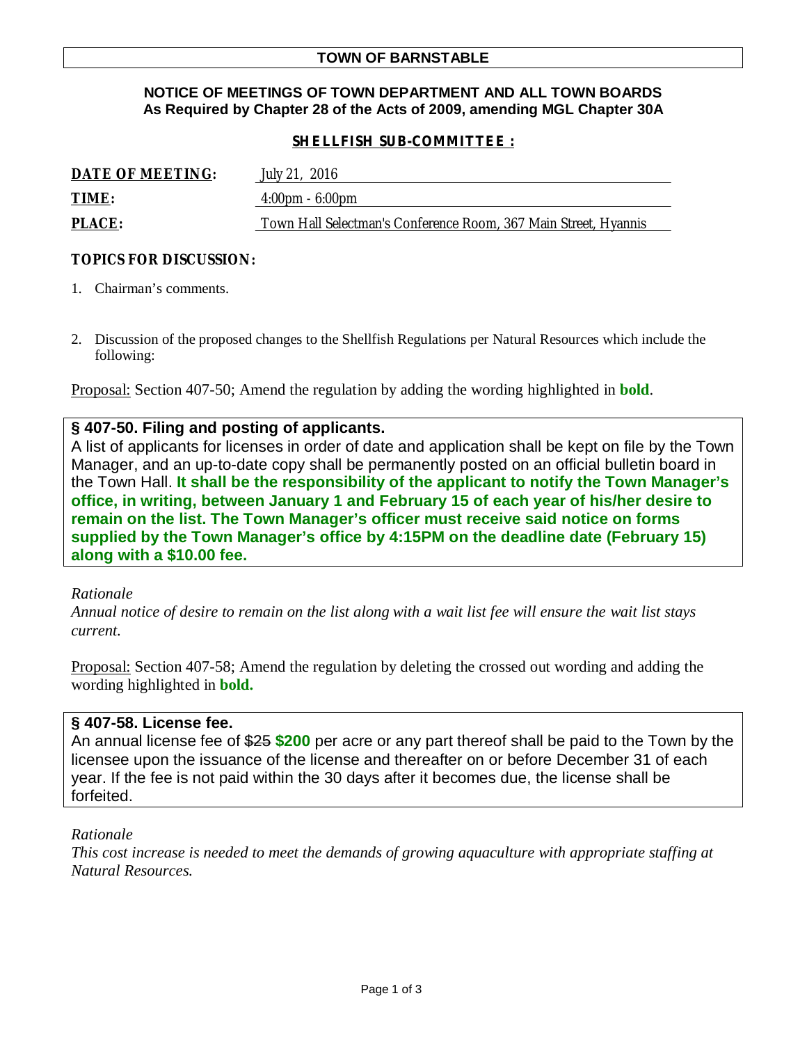# TOWN OF BARNSTABLE

**NOTICE OF MEETINGS OF TOWN DEPARTMENT AND ALL TOWN BOARDS**
**As Required by Chapter 28 of the Acts of 2009, amending MGL Chapter 30A**

## SHELLFISH SUB-COMMITTEE :

**DATE OF MEETING:** July 21, 2016

**TIME:** 4:00pm - 6:00pm

**PLACE:** Town Hall Selectman's Conference Room, 367 Main Street, Hyannis

**TOPICS FOR DISCUSSION:**

1. Chairman's comments.

2. Discussion of the proposed changes to the Shellfish Regulations per Natural Resources which include the following:

Proposal: Section 407-50; Amend the regulation by adding the wording highlighted in **bold**.

> **§ 407-50. Filing and posting of applicants.**
> A list of applicants for licenses in order of date and application shall be kept on file by the Town Manager, and an up-to-date copy shall be permanently posted on an official bulletin board in the Town Hall. **It shall be the responsibility of the applicant to notify the Town Manager's office, in writing, between January 1 and February 15 of each year of his/her desire to remain on the list. The Town Manager's officer must receive said notice on forms supplied by the Town Manager's office by 4:15PM on the deadline date (February 15) along with a $10.00 fee.**

*Rationale*
*Annual notice of desire to remain on the list along with a wait list fee will ensure the wait list stays current.*

Proposal: Section 407-58; Amend the regulation by deleting the crossed out wording and adding the wording highlighted in **bold.**

> **§ 407-58. License fee.**
> An annual license fee of ~~$25~~ **$200** per acre or any part thereof shall be paid to the Town by the licensee upon the issuance of the license and thereafter on or before December 31 of each year. If the fee is not paid within the 30 days after it becomes due, the license shall be forfeited.

*Rationale*
*This cost increase is needed to meet the demands of growing aquaculture with appropriate staffing at Natural Resources.*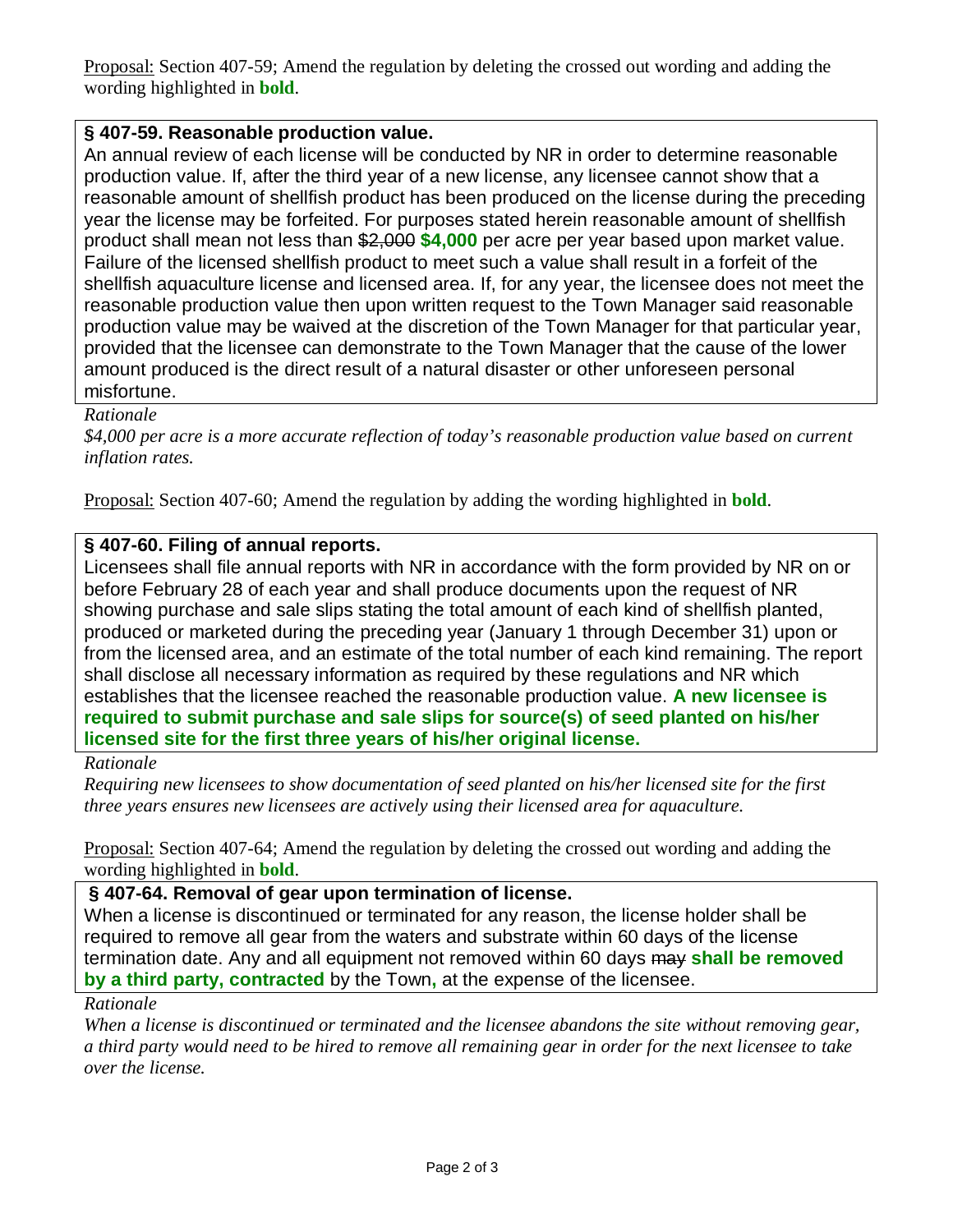Proposal: Section 407-59; Amend the regulation by deleting the crossed out wording and adding the wording highlighted in **bold**.

### § 407-59. Reasonable production value.

An annual review of each license will be conducted by NR in order to determine reasonable production value. If, after the third year of a new license, any licensee cannot show that a reasonable amount of shellfish product has been produced on the license during the preceding year the license may be forfeited. For purposes stated herein reasonable amount of shellfish product shall mean not less than ~~$2,000~~ **$4,000** per acre per year based upon market value. Failure of the licensed shellfish product to meet such a value shall result in a forfeit of the shellfish aquaculture license and licensed area. If, for any year, the licensee does not meet the reasonable production value then upon written request to the Town Manager said reasonable production value may be waived at the discretion of the Town Manager for that particular year, provided that the licensee can demonstrate to the Town Manager that the cause of the lower amount produced is the direct result of a natural disaster or other unforeseen personal misfortune.

*Rationale*

*$4,000 per acre is a more accurate reflection of today's reasonable production value based on current inflation rates.*

Proposal: Section 407-60; Amend the regulation by adding the wording highlighted in **bold**.

### § 407-60. Filing of annual reports.

Licensees shall file annual reports with NR in accordance with the form provided by NR on or before February 28 of each year and shall produce documents upon the request of NR showing purchase and sale slips stating the total amount of each kind of shellfish planted, produced or marketed during the preceding year (January 1 through December 31) upon or from the licensed area, and an estimate of the total number of each kind remaining. The report shall disclose all necessary information as required by these regulations and NR which establishes that the licensee reached the reasonable production value. **A new licensee is required to submit purchase and sale slips for source(s) of seed planted on his/her licensed site for the first three years of his/her original license.**

*Rationale*

*Requiring new licensees to show documentation of seed planted on his/her licensed site for the first three years ensures new licensees are actively using their licensed area for aquaculture.*

Proposal: Section 407-64; Amend the regulation by deleting the crossed out wording and adding the wording highlighted in **bold**.

### § 407-64. Removal of gear upon termination of license.

When a license is discontinued or terminated for any reason, the license holder shall be required to remove all gear from the waters and substrate within 60 days of the license termination date. Any and all equipment not removed within 60 days ~~may~~ **shall be removed by a third party, contracted** by the Town**,** at the expense of the licensee.

*Rationale*

*When a license is discontinued or terminated and the licensee abandons the site without removing gear, a third party would need to be hired to remove all remaining gear in order for the next licensee to take over the license.*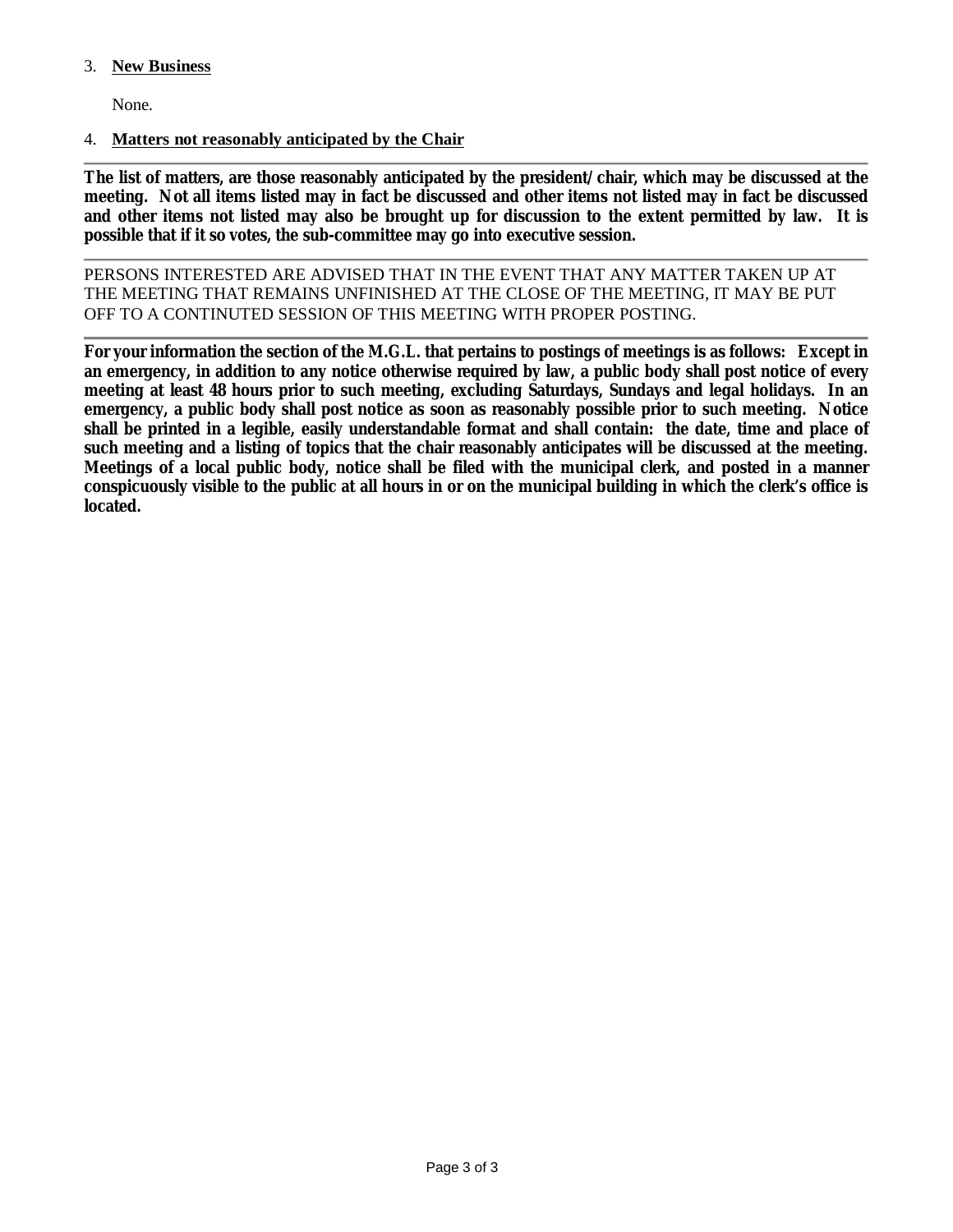3. **New Business**

   None.

4. **Matters not reasonably anticipated by the Chair**

---

**The list of matters, are those reasonably anticipated by the president/chair, which may be discussed at the meeting. Not all items listed may in fact be discussed and other items not listed may in fact be discussed and other items not listed may also be brought up for discussion to the extent permitted by law. It is possible that if it so votes, the sub-committee may go into executive session.**

---

PERSONS INTERESTED ARE ADVISED THAT IN THE EVENT THAT ANY MATTER TAKEN UP AT THE MEETING THAT REMAINS UNFINISHED AT THE CLOSE OF THE MEETING, IT MAY BE PUT OFF TO A CONTINUTED SESSION OF THIS MEETING WITH PROPER POSTING.

---

**For your information the section of the M.G.L. that pertains to postings of meetings is as follows: Except in an emergency, in addition to any notice otherwise required by law, a public body shall post notice of every meeting at least 48 hours prior to such meeting, excluding Saturdays, Sundays and legal holidays. In an emergency, a public body shall post notice as soon as reasonably possible prior to such meeting. Notice shall be printed in a legible, easily understandable format and shall contain: the date, time and place of such meeting and a listing of topics that the chair reasonably anticipates will be discussed at the meeting. Meetings of a local public body, notice shall be filed with the municipal clerk, and posted in a manner conspicuously visible to the public at all hours in or on the municipal building in which the clerk's office is located.**